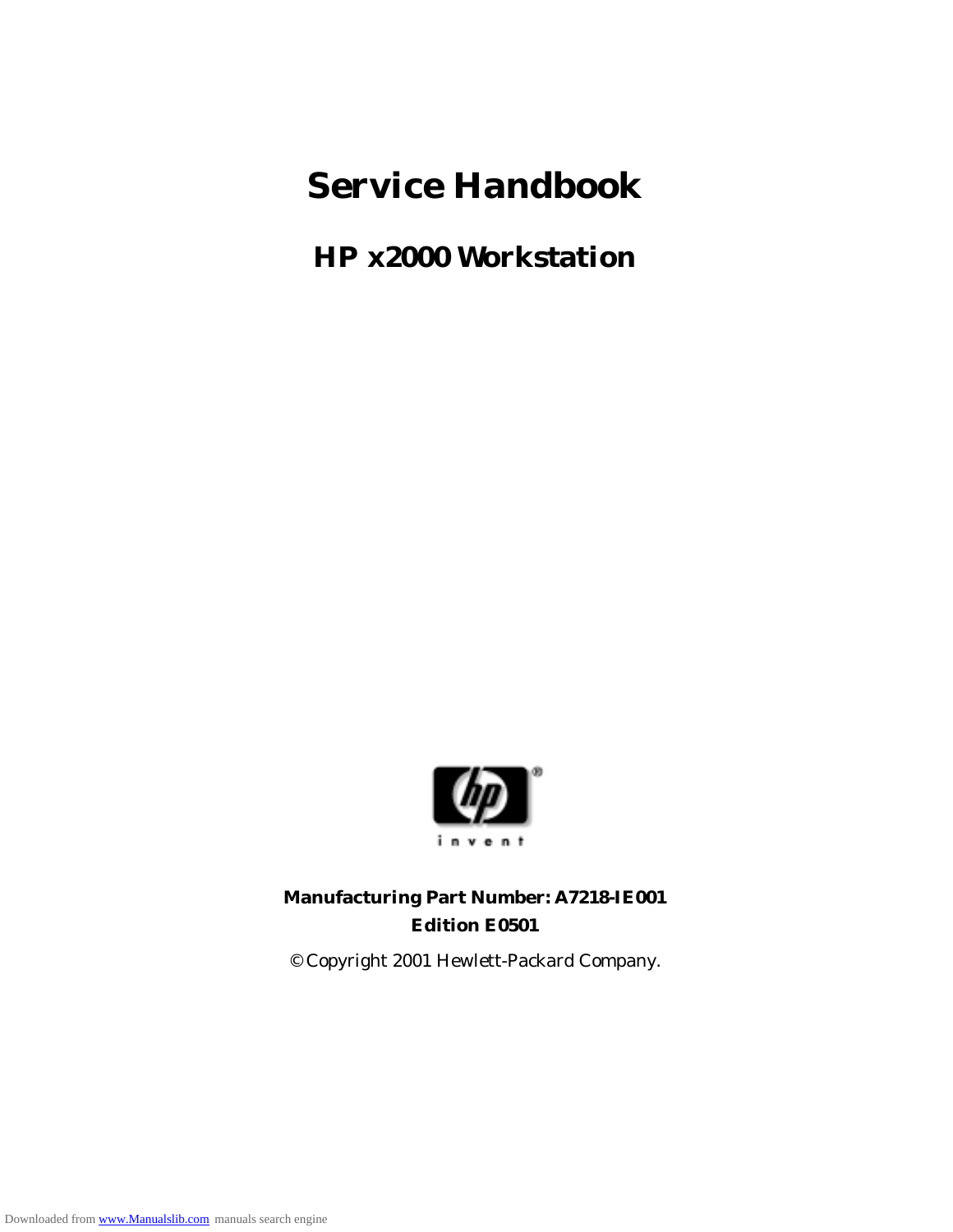# Service Handbook

## HP x2000 Workstation

invent

**Manufacturing Part Number: A7218-IE001**
**Edition E0501**

© Copyright 2001 Hewlett-Packard Company.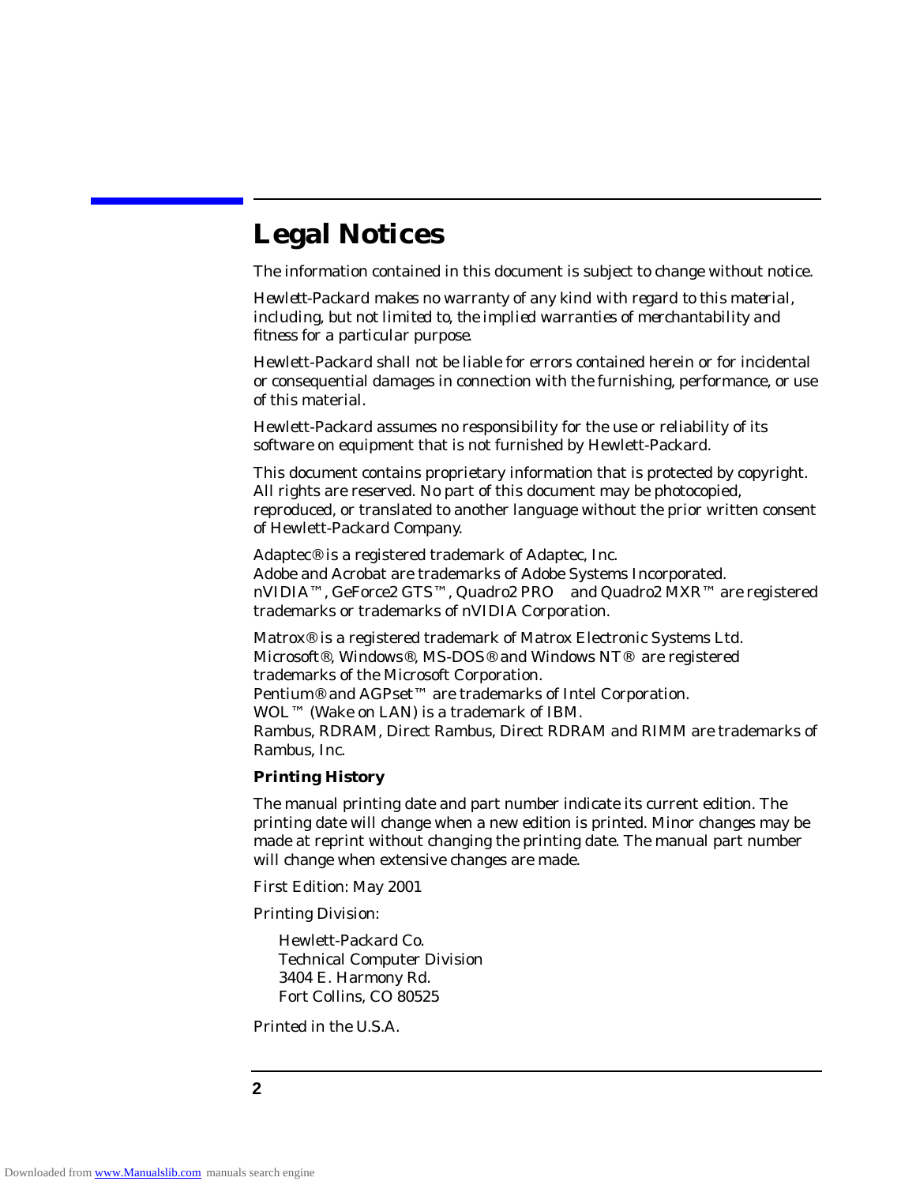# Legal Notices

The information contained in this document is subject to change without notice.

*Hewlett-Packard makes no warranty of any kind with regard to this material, including, but not limited to, the implied warranties of merchantability and fitness for a particular purpose.*

Hewlett-Packard shall not be liable for errors contained herein or for incidental or consequential damages in connection with the furnishing, performance, or use of this material.

Hewlett-Packard assumes no responsibility for the use or reliability of its software on equipment that is not furnished by Hewlett-Packard.

This document contains proprietary information that is protected by copyright. All rights are reserved. No part of this document may be photocopied, reproduced, or translated to another language without the prior written consent of Hewlett-Packard Company.

Adaptec® is a registered trademark of Adaptec, Inc.
Adobe and Acrobat are trademarks of Adobe Systems Incorporated.
nVIDIA™, GeForce2 GTS™, Quadro2 PRO  and Quadro2 MXR™ are registered trademarks or trademarks of nVIDIA Corporation.

Matrox® is a registered trademark of Matrox Electronic Systems Ltd.
Microsoft®, Windows®, MS-DOS® and Windows NT® are registered trademarks of the Microsoft Corporation.
Pentium® and AGPset™ are trademarks of Intel Corporation.
WOL™ (Wake on LAN) is a trademark of IBM.
Rambus, RDRAM, Direct Rambus, Direct RDRAM and RIMM are trademarks of Rambus, Inc.

**Printing History**

The manual printing date and part number indicate its current edition. The printing date will change when a new edition is printed. Minor changes may be made at reprint without changing the printing date. The manual part number will change when extensive changes are made.

First Edition: May 2001

Printing Division:

Hewlett-Packard Co.
Technical Computer Division
3404 E. Harmony Rd.
Fort Collins, CO 80525

Printed in the U.S.A.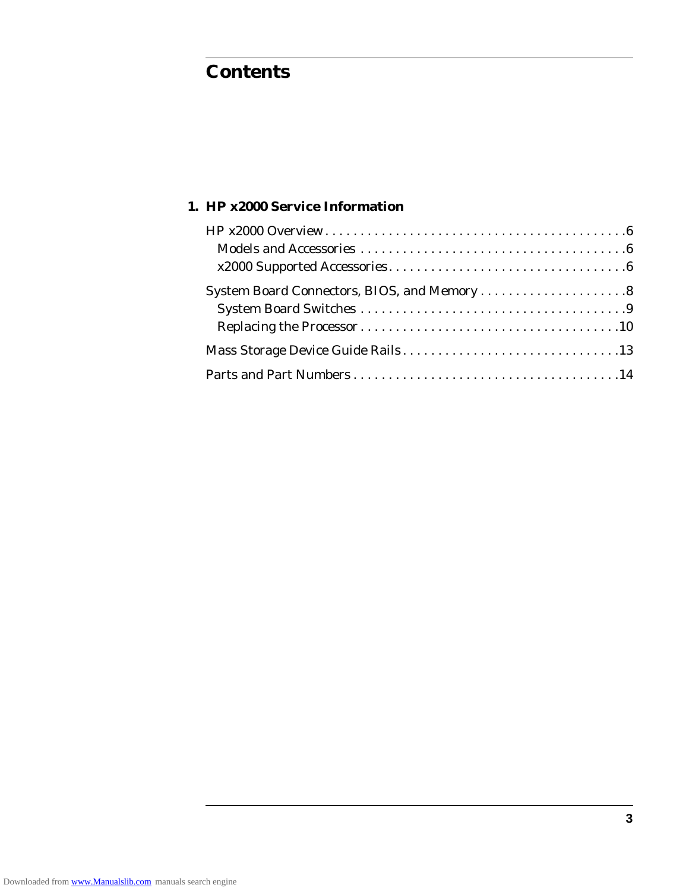# Contents

## 1. HP x2000 Service Information

HP x2000 Overview . . . . . . . . . . . . . . . . . . . . . . . . . . . . . . . . . . . . . . . . . . 6
- Models and Accessories . . . . . . . . . . . . . . . . . . . . . . . . . . . . . . . . . . . . . 6
- x2000 Supported Accessories . . . . . . . . . . . . . . . . . . . . . . . . . . . . . . . . . 6

System Board Connectors, BIOS, and Memory . . . . . . . . . . . . . . . . . . . . . 8
- System Board Switches . . . . . . . . . . . . . . . . . . . . . . . . . . . . . . . . . . . . . . 9
- Replacing the Processor . . . . . . . . . . . . . . . . . . . . . . . . . . . . . . . . . . . . 10

Mass Storage Device Guide Rails . . . . . . . . . . . . . . . . . . . . . . . . . . . . . . 13

Parts and Part Numbers . . . . . . . . . . . . . . . . . . . . . . . . . . . . . . . . . . . . . 14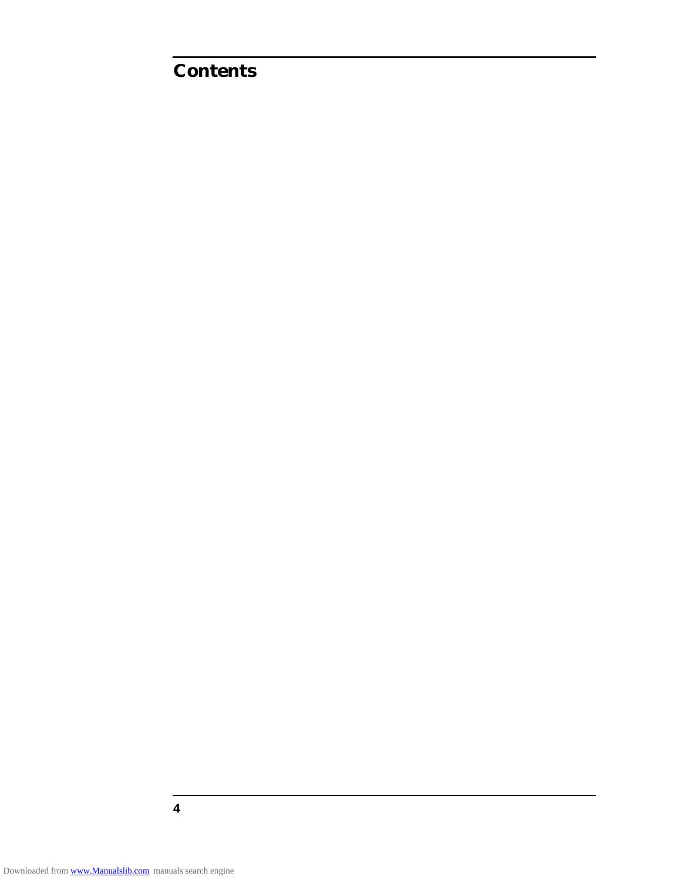# Contents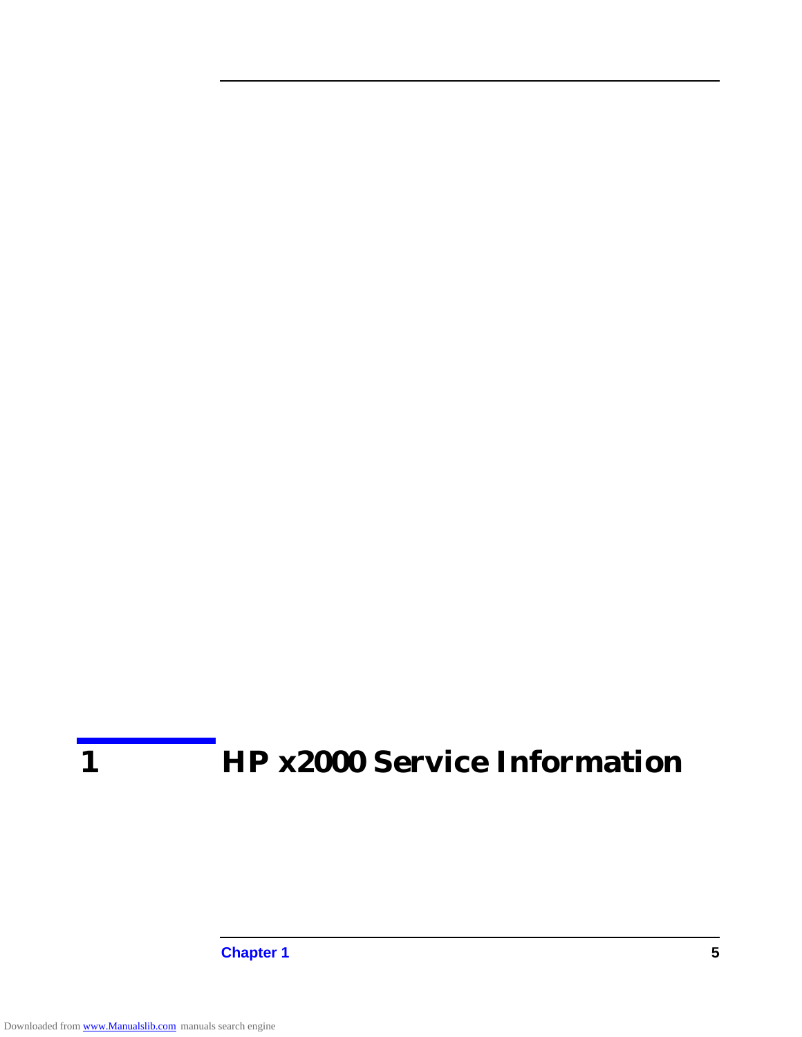# 1 HP x2000 Service Information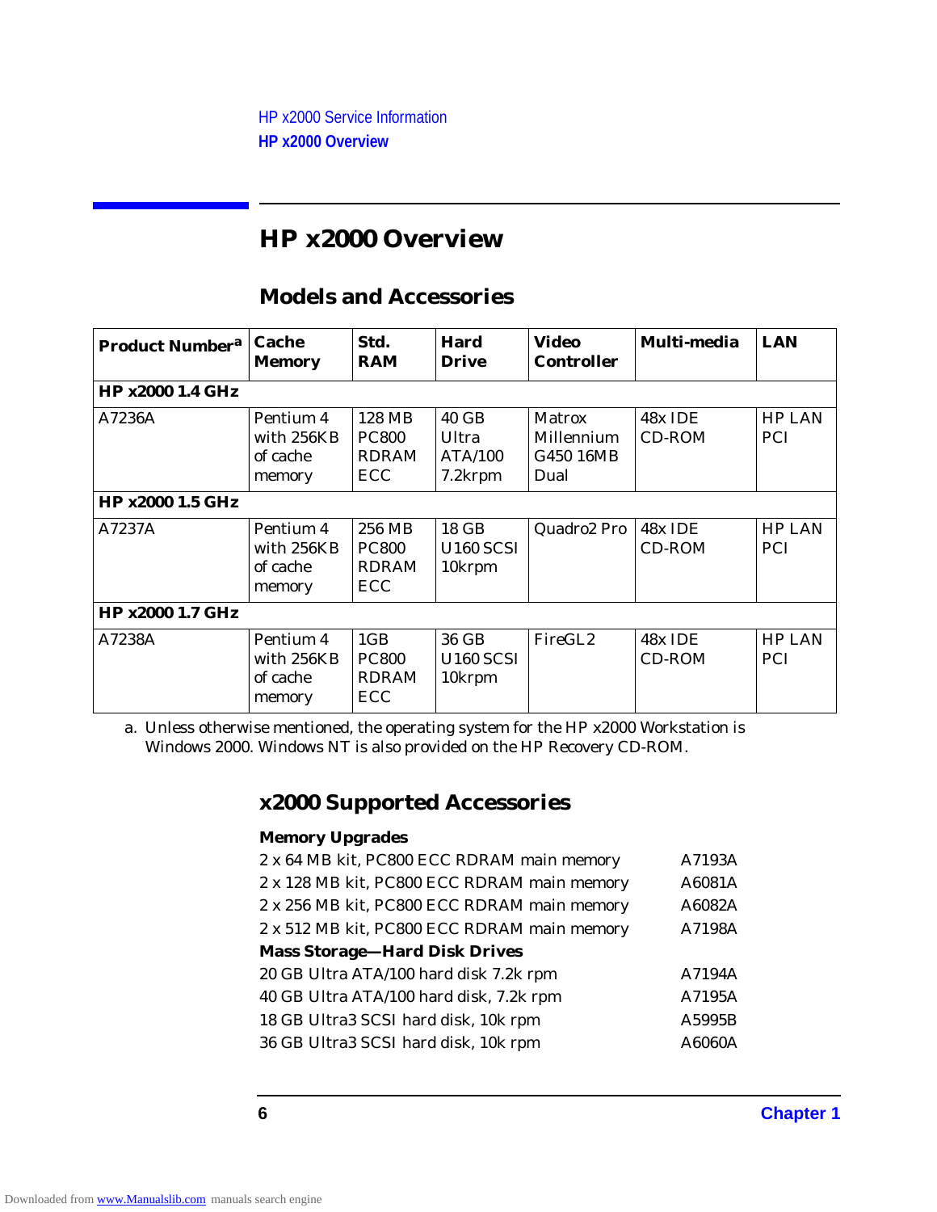# HP x2000 Overview

## Models and Accessories

| Product Number[a] | Cache Memory | Std. RAM | Hard Drive | Video Controller | Multi-media | LAN |
|---|---|---|---|---|---|---|
| **HP x2000 1.4 GHz** | | | | | | |
| A7236A | Pentium 4 with 256KB of cache memory | 128 MB PC800 RDRAM ECC | 40 GB Ultra ATA/100 7.2krpm | Matrox Millennium G450 16MB Dual | 48x IDE CD-ROM | HP LAN PCI |
| **HP x2000 1.5 GHz** | | | | | | |
| A7237A | Pentium 4 with 256KB of cache memory | 256 MB PC800 RDRAM ECC | 18 GB U160 SCSI 10krpm | Quadro2 Pro | 48x IDE CD-ROM | HP LAN PCI |
| **HP x2000 1.7 GHz** | | | | | | |
| A7238A | Pentium 4 with 256KB of cache memory | 1GB PC800 RDRAM ECC | 36 GB U160 SCSI 10krpm | FireGL2 | 48x IDE CD-ROM | HP LAN PCI |

a. Unless otherwise mentioned, the operating system for the HP x2000 Workstation is Windows 2000. Windows NT is also provided on the HP Recovery CD-ROM.

## x2000 Supported Accessories

**Memory Upgrades**

| | |
|---|---|
| 2 x 64 MB kit, PC800 ECC RDRAM main memory | A7193A |
| 2 x 128 MB kit, PC800 ECC RDRAM main memory | A6081A |
| 2 x 256 MB kit, PC800 ECC RDRAM main memory | A6082A |
| 2 x 512 MB kit, PC800 ECC RDRAM main memory | A7198A |

**Mass Storage—Hard Disk Drives**

| | |
|---|---|
| 20 GB Ultra ATA/100 hard disk 7.2k rpm | A7194A |
| 40 GB Ultra ATA/100 hard disk, 7.2k rpm | A7195A |
| 18 GB Ultra3 SCSI hard disk, 10k rpm | A5995B |
| 36 GB Ultra3 SCSI hard disk, 10k rpm | A6060A |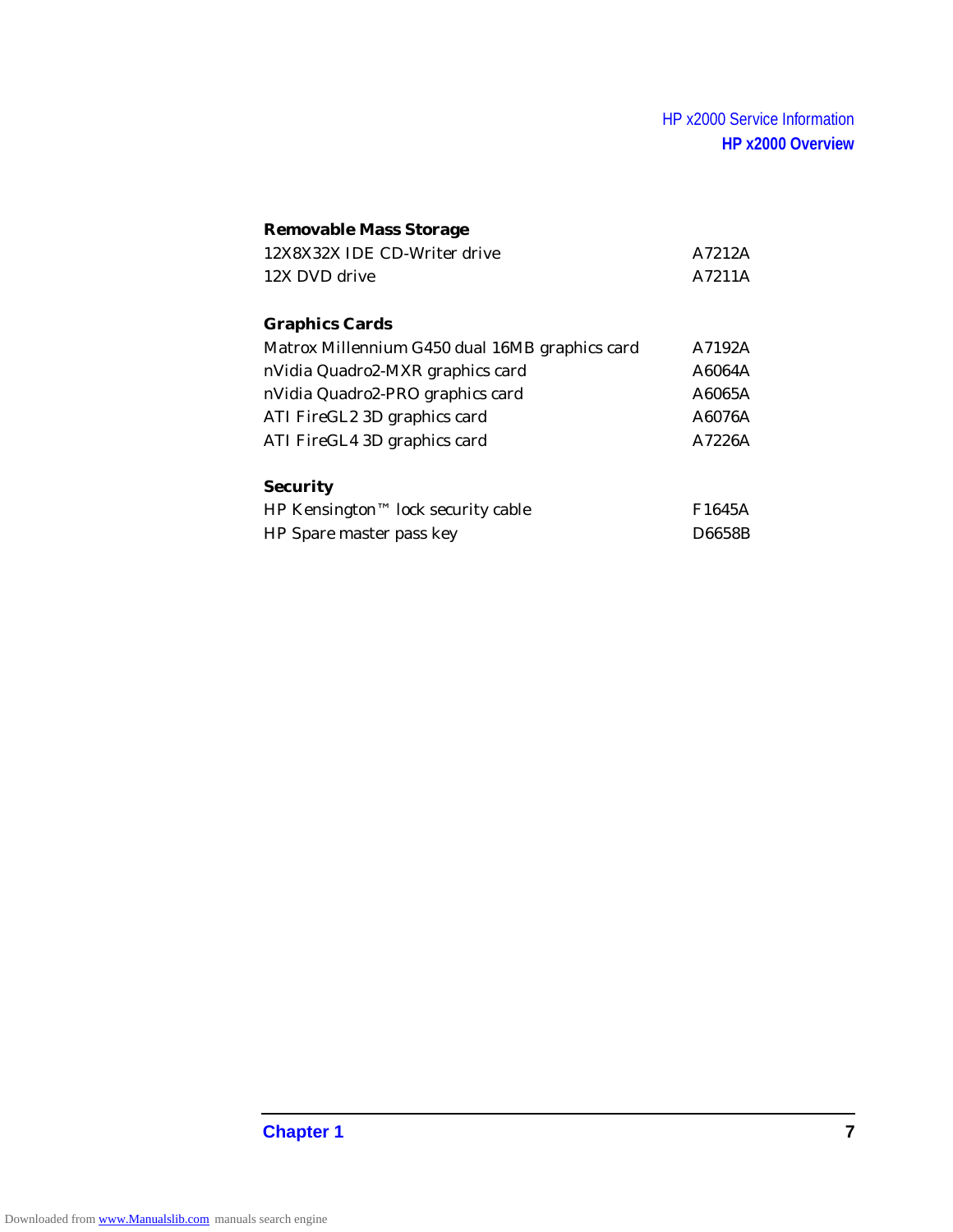**Removable Mass Storage**

| | |
|---|---|
| 12X8X32X IDE CD-Writer drive | A7212A |
| 12X DVD drive | A7211A |

**Graphics Cards**

| | |
|---|---|
| Matrox Millennium G450 dual 16MB graphics card | A7192A |
| nVidia Quadro2-MXR graphics card | A6064A |
| nVidia Quadro2-PRO graphics card | A6065A |
| ATI FireGL2 3D graphics card | A6076A |
| ATI FireGL4 3D graphics card | A7226A |

**Security**

| | |
|---|---|
| HP Kensington™ lock security cable | F1645A |
| HP Spare master pass key | D6658B |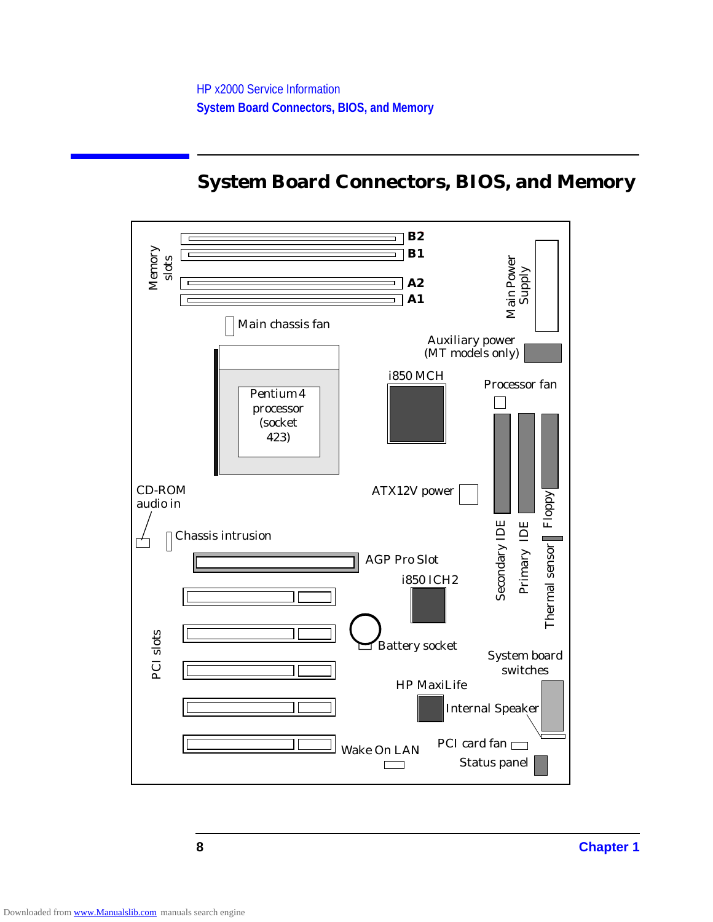# System Board Connectors, BIOS, and Memory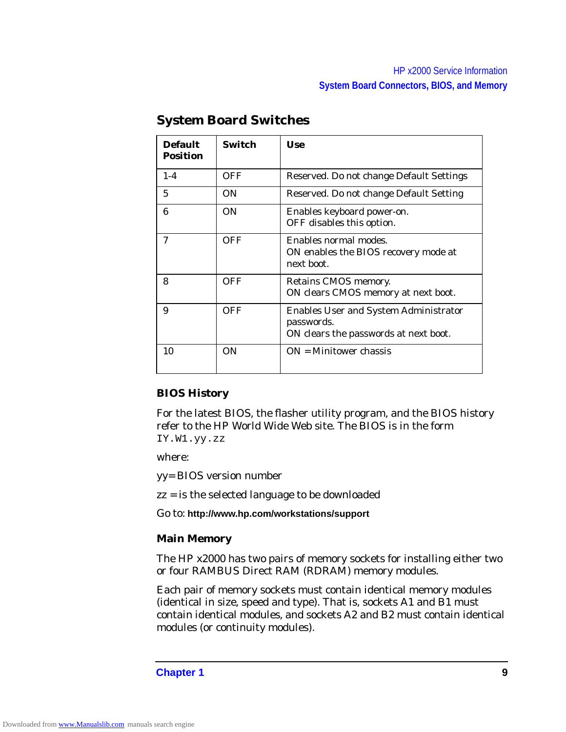## System Board Switches

| Default Position | Switch | Use |
|---|---|---|
| 1-4 | OFF | Reserved. Do not change Default Settings |
| 5 | ON | Reserved. Do not change Default Setting |
| 6 | ON | Enables keyboard power-on.<br>OFF disables this option. |
| 7 | OFF | Enables normal modes.<br>ON enables the BIOS recovery mode at next boot. |
| 8 | OFF | Retains CMOS memory.<br>ON clears CMOS memory at next boot. |
| 9 | OFF | Enables User and System Administrator passwords.<br>ON clears the passwords at next boot. |
| 10 | ON | ON = Minitower chassis |

### BIOS History

For the latest BIOS, the flasher utility program, and the BIOS history refer to the HP World Wide Web site. The BIOS is in the form `IY.W1.yy.zz`

where:

yy= BIOS version number

zz = is the selected language to be downloaded

Go to: **http://www.hp.com/workstations/support**

### Main Memory

The HP x2000 has two pairs of memory sockets for installing either two or four RAMBUS Direct RAM (RDRAM) memory modules.

Each pair of memory sockets must contain identical memory modules (identical in size, speed and type). That is, sockets A1 and B1 must contain identical modules, and sockets A2 and B2 must contain identical modules (or continuity modules).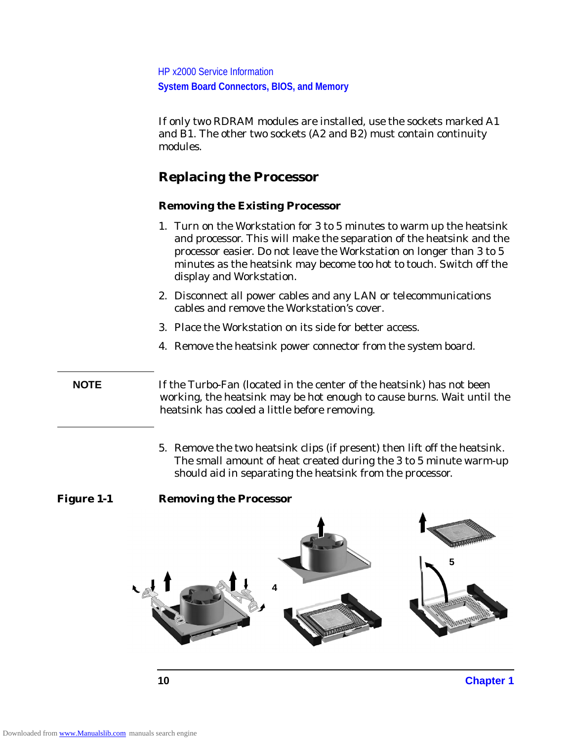If only two RDRAM modules are installed, use the sockets marked A1 and B1. The other two sockets (A2 and B2) must contain continuity modules.

## Replacing the Processor

### Removing the Existing Processor

1. Turn on the Workstation for 3 to 5 minutes to warm up the heatsink and processor. This will make the separation of the heatsink and the processor easier. Do not leave the Workstation on longer than 3 to 5 minutes as the heatsink may become too hot to touch. Switch off the display and Workstation.
2. Disconnect all power cables and any LAN or telecommunications cables and remove the Workstation's cover.
3. Place the Workstation on its side for better access.
4. Remove the heatsink power connector from the system board.

**NOTE** If the Turbo-Fan (located in the center of the heatsink) has not been working, the heatsink may be hot enough to cause burns. Wait until the heatsink has cooled a little before removing.

5. Remove the two heatsink clips (if present) then lift off the heatsink. The small amount of heat created during the 3 to 5 minute warm-up should aid in separating the heatsink from the processor.

**Figure 1-1 Removing the Processor**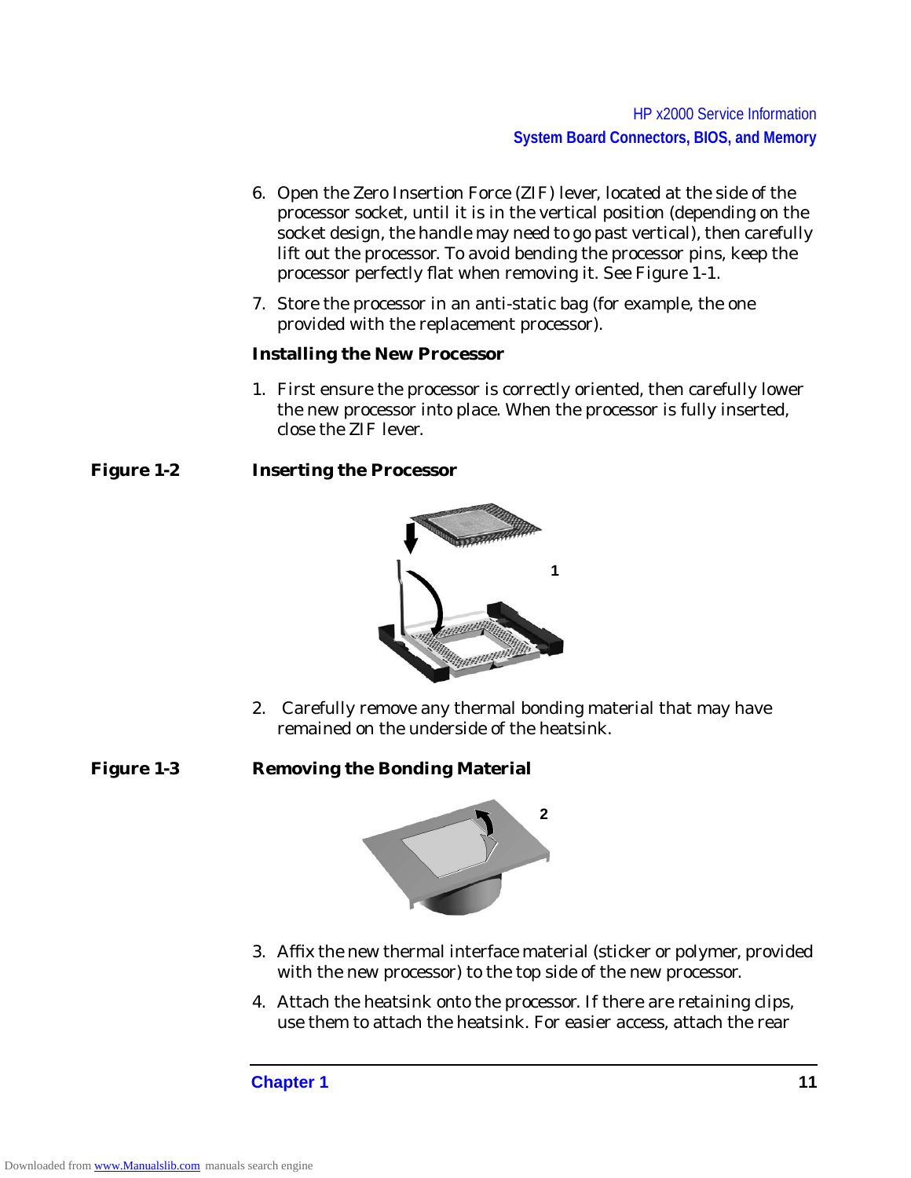6. Open the Zero Insertion Force (ZIF) lever, located at the side of the processor socket, until it is in the vertical position (depending on the socket design, the handle may need to go past vertical), then carefully lift out the processor. To avoid bending the processor pins, keep the processor perfectly flat when removing it. See Figure 1-1.
7. Store the processor in an anti-static bag (for example, the one provided with the replacement processor).

### Installing the New Processor

1. First ensure the processor is correctly oriented, then carefully lower the new processor into place. When the processor is fully inserted, close the ZIF lever.

**Figure 1-2 Inserting the Processor**

2. Carefully remove any thermal bonding material that may have remained on the underside of the heatsink.

**Figure 1-3 Removing the Bonding Material**

3. Affix the new thermal interface material (sticker or polymer, provided with the new processor) to the top side of the new processor.
4. Attach the heatsink onto the processor. If there are retaining clips, use them to attach the heatsink. For easier access, attach the rear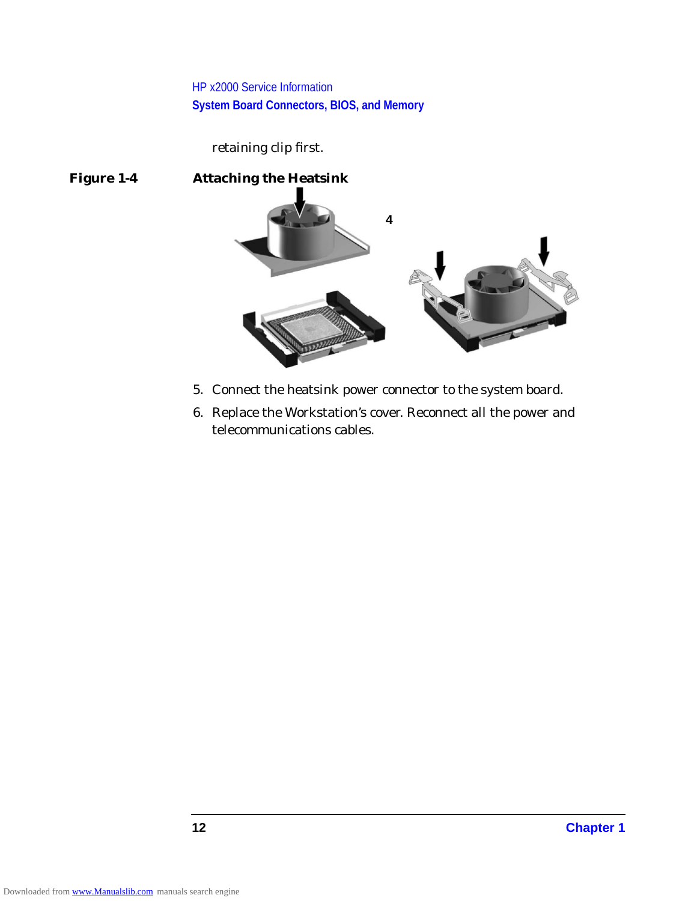retaining clip first.

**Figure 1-4 Attaching the Heatsink**

4

5. Connect the heatsink power connector to the system board.
6. Replace the Workstation's cover. Reconnect all the power and telecommunications cables.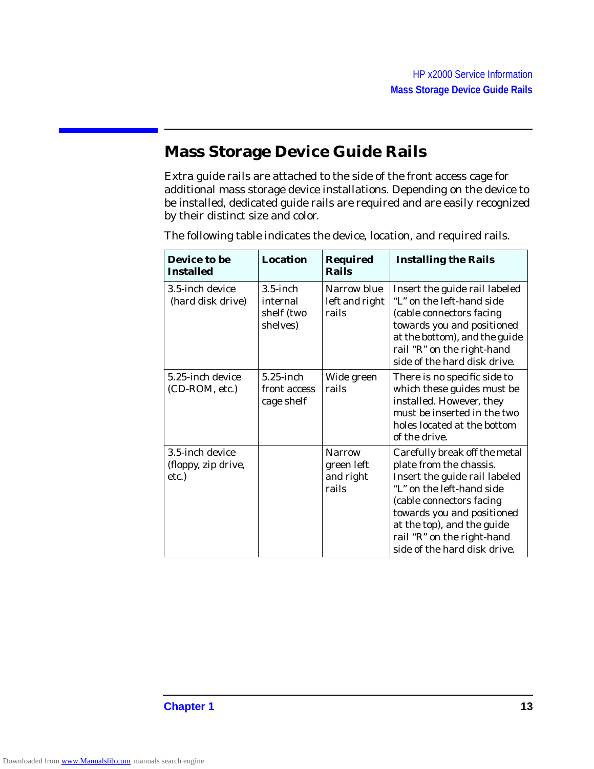# Mass Storage Device Guide Rails

Extra guide rails are attached to the side of the front access cage for additional mass storage device installations. Depending on the device to be installed, dedicated guide rails are required and are easily recognized by their distinct size and color.

The following table indicates the device, location, and required rails.

| Device to be Installed | Location | Required Rails | Installing the Rails |
|---|---|---|---|
| 3.5-inch device (hard disk drive) | 3.5-inch internal shelf (two shelves) | Narrow blue left and right rails | Insert the guide rail labeled “L” on the left-hand side (cable connectors facing towards you and positioned at the bottom), and the guide rail “R” on the right-hand side of the hard disk drive. |
| 5.25-inch device (CD-ROM, etc.) | 5.25-inch front access cage shelf | Wide green rails | There is no specific side to which these guides must be installed. However, they must be inserted in the two holes located at the bottom of the drive. |
| 3.5-inch device (floppy, zip drive, etc.) | | Narrow green left and right rails | Carefully break off the metal plate from the chassis. Insert the guide rail labeled “L” on the left-hand side (cable connectors facing towards you and positioned at the top), and the guide rail “R” on the right-hand side of the hard disk drive. |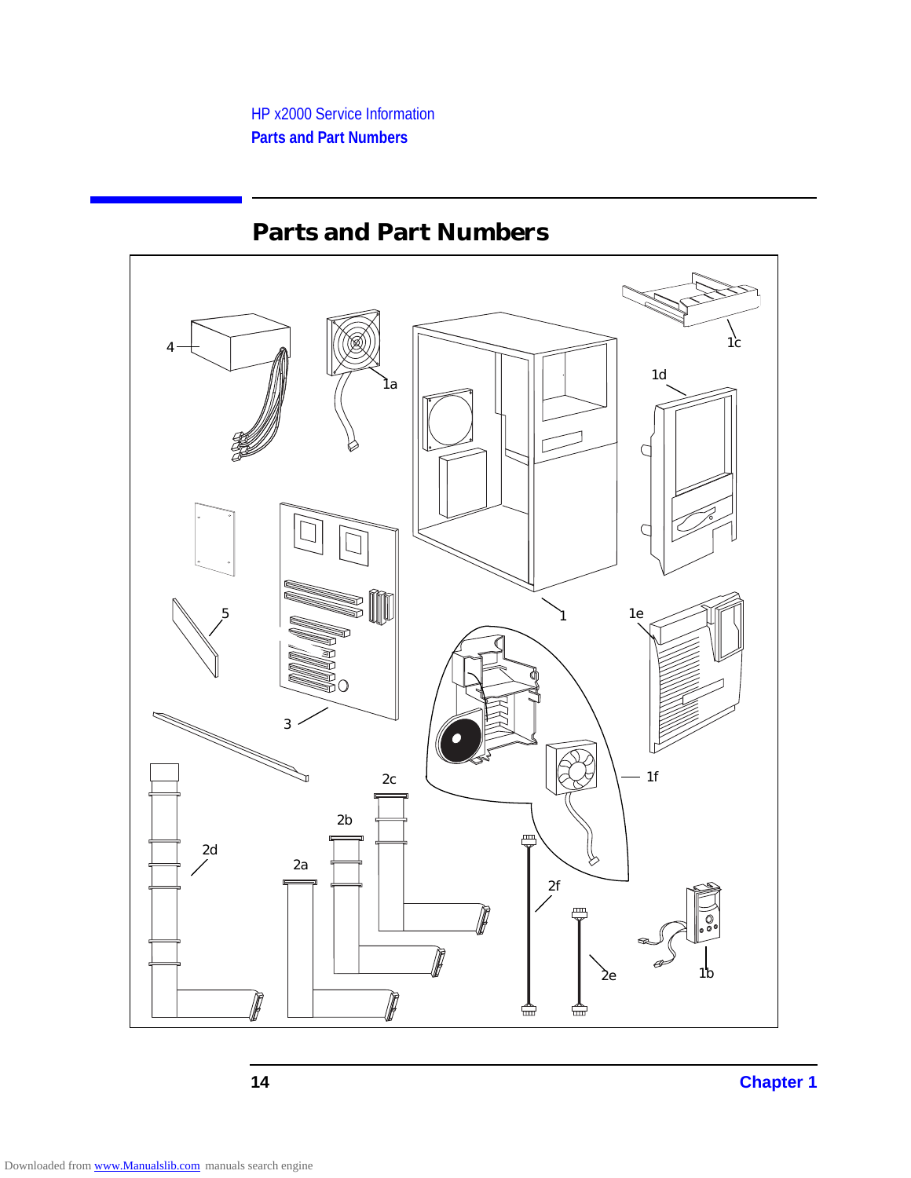# Parts and Part Numbers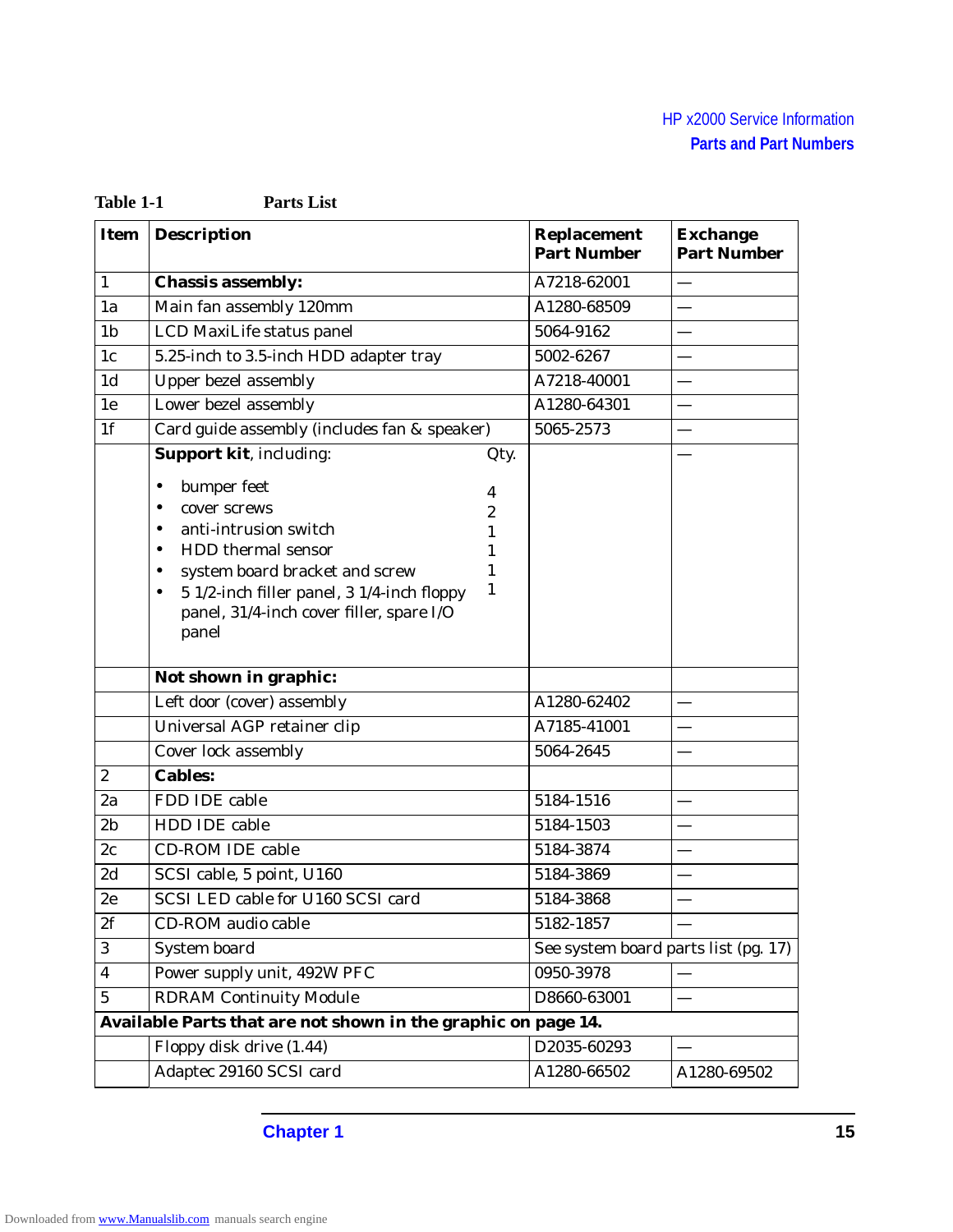**Table 1-1 Parts List**

| Item | Description | Replacement Part Number | Exchange Part Number |
|---|---|---|---|
| 1 | **Chassis assembly:** | A7218-62001 | — |
| 1a | Main fan assembly 120mm | A1280-68509 | — |
| 1b | LCD MaxiLife status panel | 5064-9162 | — |
| 1c | 5.25-inch to 3.5-inch HDD adapter tray | 5002-6267 | — |
| 1d | Upper bezel assembly | A7218-40001 | — |
| 1e | Lower bezel assembly | A1280-64301 | — |
| 1f | Card guide assembly (includes fan & speaker) | 5065-2573 | — |
| | **Support kit**, including: (Qty.)<br>• bumper feet — 4<br>• cover screws — 2<br>• anti-intrusion switch — 1<br>• HDD thermal sensor — 1<br>• system board bracket and screw — 1<br>• 5 1/2-inch filler panel, 3 1/4-inch floppy panel, 31/4-inch cover filler, spare I/O panel — 1 | | — |
| | **Not shown in graphic:** | | |
| | Left door (cover) assembly | A1280-62402 | — |
| | Universal AGP retainer clip | A7185-41001 | — |
| | Cover lock assembly | 5064-2645 | — |
| 2 | **Cables:** | | |
| 2a | FDD IDE cable | 5184-1516 | — |
| 2b | HDD IDE cable | 5184-1503 | — |
| 2c | CD-ROM IDE cable | 5184-3874 | — |
| 2d | SCSI cable, 5 point, U160 | 5184-3869 | — |
| 2e | SCSI LED cable for U160 SCSI card | 5184-3868 | — |
| 2f | CD-ROM audio cable | 5182-1857 | — |
| 3 | System board | See system board parts list (pg. 17) | |
| 4 | Power supply unit, 492W PFC | 0950-3978 | — |
| 5 | RDRAM Continuity Module | D8660-63001 | — |
| **Available Parts that are not shown in the graphic on page 14.** | | | |
| | Floppy disk drive (1.44) | D2035-60293 | — |
| | Adaptec 29160 SCSI card | A1280-66502 | A1280-69502 |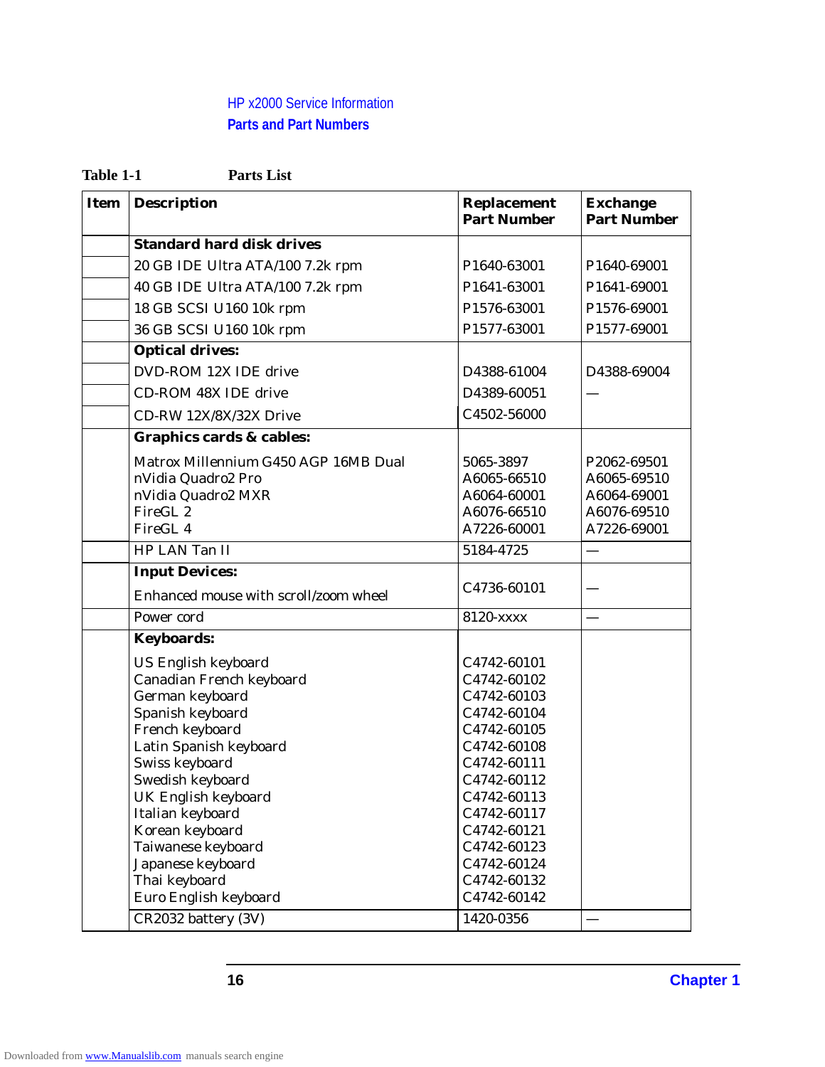**Table 1-1 Parts List**

| Item | Description | Replacement Part Number | Exchange Part Number |
|---|---|---|---|
| | **Standard hard disk drives** | | |
| | 20 GB IDE Ultra ATA/100 7.2k rpm | P1640-63001 | P1640-69001 |
| | 40 GB IDE Ultra ATA/100 7.2k rpm | P1641-63001 | P1641-69001 |
| | 18 GB SCSI U160 10k rpm | P1576-63001 | P1576-69001 |
| | 36 GB SCSI U160 10k rpm | P1577-63001 | P1577-69001 |
| | **Optical drives:** | | |
| | DVD-ROM 12X IDE drive | D4388-61004 | D4388-69004 |
| | CD-ROM 48X IDE drive | D4389-60051 | — |
| | CD-RW 12X/8X/32X Drive | C4502-56000 | |
| | **Graphics cards & cables:** | | |
| | Matrox Millennium G450 AGP 16MB Dual | 5065-3897 | P2062-69501 |
| | nVidia Quadro2 Pro | A6065-66510 | A6065-69510 |
| | nVidia Quadro2 MXR | A6064-60001 | A6064-69001 |
| | FireGL 2 | A6076-66510 | A6076-69510 |
| | FireGL 4 | A7226-60001 | A7226-69001 |
| | HP LAN Tan II | 5184-4725 | — |
| | **Input Devices:** | | |
| | Enhanced mouse with scroll/zoom wheel | C4736-60101 | — |
| | Power cord | 8120-xxxx | — |
| | **Keyboards:** | | |
| | US English keyboard | C4742-60101 | |
| | Canadian French keyboard | C4742-60102 | |
| | German keyboard | C4742-60103 | |
| | Spanish keyboard | C4742-60104 | |
| | French keyboard | C4742-60105 | |
| | Latin Spanish keyboard | C4742-60108 | |
| | Swiss keyboard | C4742-60111 | |
| | Swedish keyboard | C4742-60112 | |
| | UK English keyboard | C4742-60113 | |
| | Italian keyboard | C4742-60117 | |
| | Korean keyboard | C4742-60121 | |
| | Taiwanese keyboard | C4742-60123 | |
| | Japanese keyboard | C4742-60124 | |
| | Thai keyboard | C4742-60132 | |
| | Euro English keyboard | C4742-60142 | |
| | CR2032 battery (3V) | 1420-0356 | — |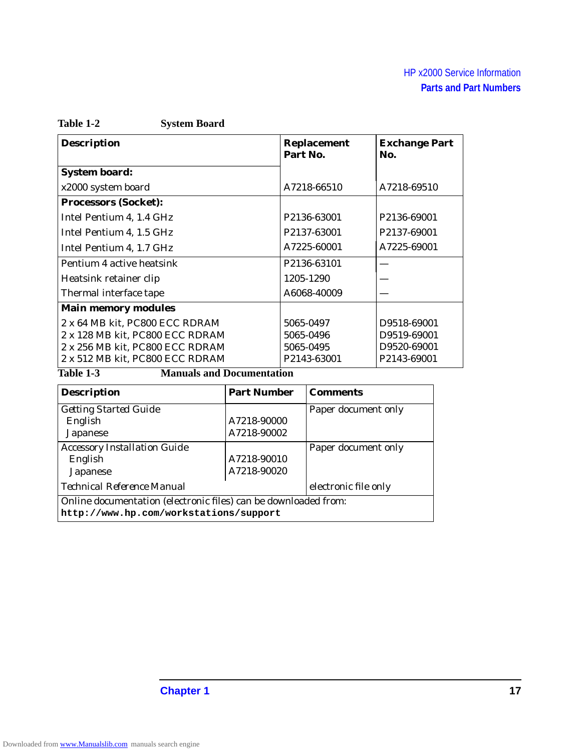**Table 1-2 System Board**

| Description | Replacement Part No. | Exchange Part No. |
|---|---|---|
| **System board:** | | |
| x2000 system board | A7218-66510 | A7218-69510 |
| **Processors (Socket):** | | |
| Intel Pentium 4, 1.4 GHz | P2136-63001 | P2136-69001 |
| Intel Pentium 4, 1.5 GHz | P2137-63001 | P2137-69001 |
| Intel Pentium 4, 1.7 GHz | A7225-60001 | A7225-69001 |
| Pentium 4 active heatsink | P2136-63101 | — |
| Heatsink retainer clip | 1205-1290 | — |
| Thermal interface tape | A6068-40009 | — |
| **Main memory modules** | | |
| 2 x 64 MB kit, PC800 ECC RDRAM | 5065-0497 | D9518-69001 |
| 2 x 128 MB kit, PC800 ECC RDRAM | 5065-0496 | D9519-69001 |
| 2 x 256 MB kit, PC800 ECC RDRAM | 5065-0495 | D9520-69001 |
| 2 x 512 MB kit, PC800 ECC RDRAM | P2143-63001 | P2143-69001 |

**Table 1-3 Manuals and Documentation**

| Description | Part Number | Comments |
|---|---|---|
| Getting Started Guide<br>English<br>Japanese | <br>A7218-90000<br>A7218-90002 | Paper document only |
| Accessory Installation Guide<br>English<br>Japanese | <br>A7218-90010<br>A7218-90020 | Paper document only |
| Technical Reference Manual | | electronic file only |
| Online documentation (electronic files) can be downloaded from:<br>`http://www.hp.com/workstations/support` | | |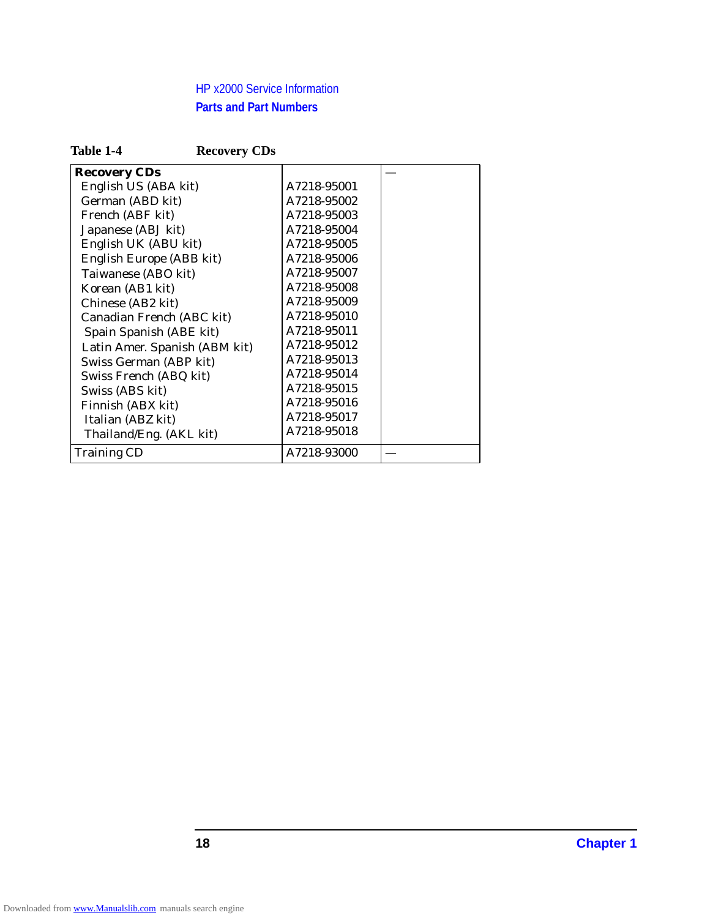**Table 1-4 Recovery CDs**

| | | |
|---|---|---|
| **Recovery CDs** | | — |
| English US (ABA kit) | A7218-95001 | |
| German (ABD kit) | A7218-95002 | |
| French (ABF kit) | A7218-95003 | |
| Japanese (ABJ kit) | A7218-95004 | |
| English UK (ABU kit) | A7218-95005 | |
| English Europe (ABB kit) | A7218-95006 | |
| Taiwanese (ABO kit) | A7218-95007 | |
| Korean (AB1 kit) | A7218-95008 | |
| Chinese (AB2 kit) | A7218-95009 | |
| Canadian French (ABC kit) | A7218-95010 | |
| Spain Spanish (ABE kit) | A7218-95011 | |
| Latin Amer. Spanish (ABM kit) | A7218-95012 | |
| Swiss German (ABP kit) | A7218-95013 | |
| Swiss French (ABQ kit) | A7218-95014 | |
| Swiss (ABS kit) | A7218-95015 | |
| Finnish (ABX kit) | A7218-95016 | |
| Italian (ABZ kit) | A7218-95017 | |
| Thailand/Eng. (AKL kit) | A7218-95018 | |
| Training CD | A7218-93000 | — |